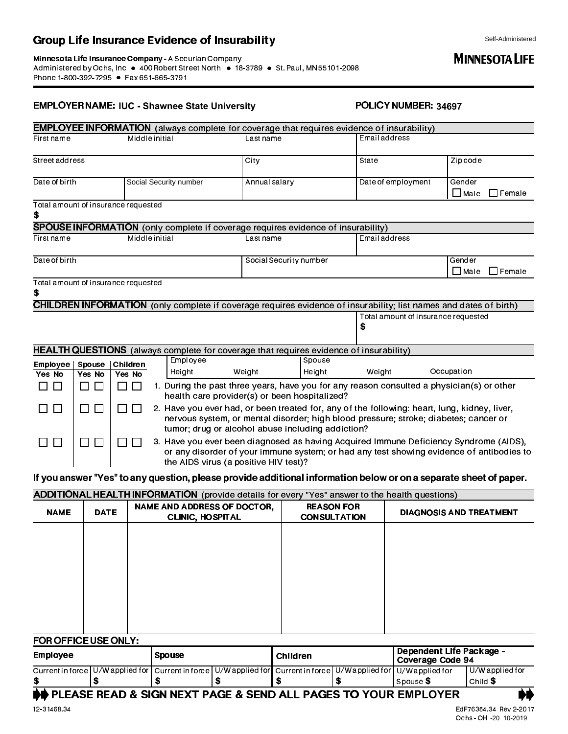# Group Life Insurance Evidence of Insurability

Self-Administered

**MINNESOTA LIFE**

**Minnesota Life Insurance Company -** A Securian Company
Administered by Ochs, Inc ● 400 Robert Street North ● 18-3789 ● St. Paul, MN 55101-2098
Phone 1-800-392-7295 ● Fax 651-665-3791

**EMPLOYER NAME: IUC - Shawnee State University** **POLICY NUMBER: 34697**

## EMPLOYEE INFORMATION (always complete for coverage that requires evidence of insurability)

| First name | Middle initial | Last name | Email address | |
|---|---|---|---|---|
| | | | | |
| Street address | | City | State | Zip code |
| | | | | |
| Date of birth | Social Security number | Annual salary | Date of employment | Gender ☐ Male ☐ Female |
| | | | | |

Total amount of insurance requested
$

## SPOUSE INFORMATION (only complete if coverage requires evidence of insurability)

| First name | Middle initial | Last name | Email address |
|---|---|---|---|
| | | | |
| Date of birth | | Social Security number | Gender ☐ Male ☐ Female |
| | | | |

Total amount of insurance requested
$

## CHILDREN INFORMATION (only complete if coverage requires evidence of insurability; list names and dates of birth)

Total amount of insurance requested
$

## HEALTH QUESTIONS (always complete for coverage that requires evidence of insurability)

| Employee | Spouse | Children | |
|---|---|---|---|
| Yes No | Yes No | Yes No | Employee Height / Weight; Spouse Height / Weight; Occupation |
| ☐ ☐ | ☐ ☐ | ☐ ☐ | 1. During the past three years, have you for any reason consulted a physician(s) or other health care provider(s) or been hospitalized? |
| ☐ ☐ | ☐ ☐ | ☐ ☐ | 2. Have you ever had, or been treated for, any of the following: heart, lung, kidney, liver, nervous system, or mental disorder; high blood pressure; stroke; diabetes; cancer or tumor; drug or alcohol abuse including addiction? |
| ☐ ☐ | ☐ ☐ | ☐ ☐ | 3. Have you ever been diagnosed as having Acquired Immune Deficiency Syndrome (AIDS), or any disorder of your immune system; or had any test showing evidence of antibodies to the AIDS virus (a positive HIV test)? |

**If you answer "Yes" to any question, please provide additional information below or on a separate sheet of paper.**

## ADDITIONAL HEALTH INFORMATION (provide details for every "Yes" answer to the health questions)

| NAME | DATE | NAME AND ADDRESS OF DOCTOR, CLINIC, HOSPITAL | REASON FOR CONSULTATION | DIAGNOSIS AND TREATMENT |
|---|---|---|---|---|
| | | | | |

## FOR OFFICE USE ONLY:

| Employee | | Spouse | | Children | | Dependent Life Package - Coverage Code 94 | |
|---|---|---|---|---|---|---|---|
| Current in force $ | U/W applied for $ | Current in force $ | U/W applied for $ | Current in force $ | U/W applied for $ | U/W applied for Spouse $ | U/W applied for Child $ |

**PLEASE READ & SIGN NEXT PAGE & SEND ALL PAGES TO YOUR EMPLOYER**

12-31468.34

EdF76354.34 Rev 2-2017
Ochs - OH -20 10-2019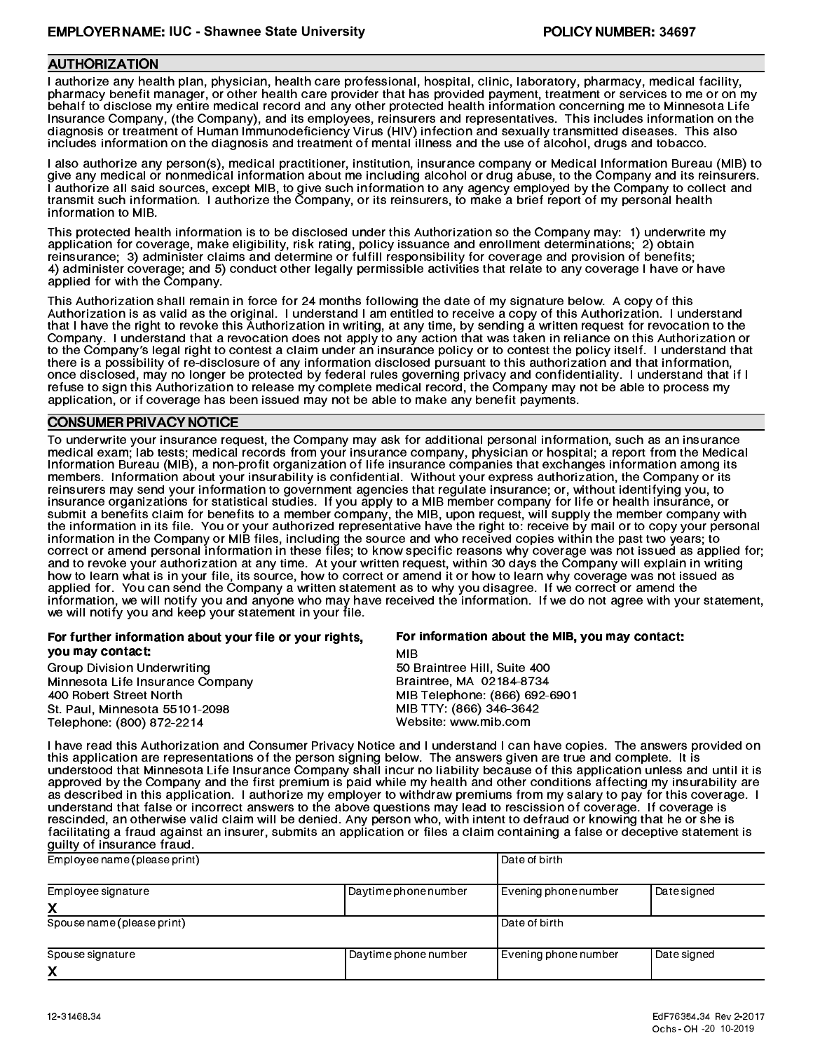**EMPLOYER NAME: IUC - Shawnee State University** **POLICY NUMBER: 34697**

## AUTHORIZATION

I authorize any health plan, physician, health care professional, hospital, clinic, laboratory, pharmacy, medical facility, pharmacy benefit manager, or other health care provider that has provided payment, treatment or services to me or on my behalf to disclose my entire medical record and any other protected health information concerning me to Minnesota Life Insurance Company, (the Company), and its employees, reinsurers and representatives. This includes information on the diagnosis or treatment of Human Immunodeficiency Virus (HIV) infection and sexually transmitted diseases. This also includes information on the diagnosis and treatment of mental illness and the use of alcohol, drugs and tobacco.

I also authorize any person(s), medical practitioner, institution, insurance company or Medical Information Bureau (MIB) to give any medical or nonmedical information about me including alcohol or drug abuse, to the Company and its reinsurers. I authorize all said sources, except MIB, to give such information to any agency employed by the Company to collect and transmit such information. I authorize the Company, or its reinsurers, to make a brief report of my personal health information to MIB.

This protected health information is to be disclosed under this Authorization so the Company may: 1) underwrite my application for coverage, make eligibility, risk rating, policy issuance and enrollment determinations; 2) obtain reinsurance; 3) administer claims and determine or fulfill responsibility for coverage and provision of benefits; 4) administer coverage; and 5) conduct other legally permissible activities that relate to any coverage I have or have applied for with the Company.

This Authorization shall remain in force for 24 months following the date of my signature below. A copy of this Authorization is as valid as the original. I understand I am entitled to receive a copy of this Authorization. I understand that I have the right to revoke this Authorization in writing, at any time, by sending a written request for revocation to the Company. I understand that a revocation does not apply to any action that was taken in reliance on this Authorization or to the Company's legal right to contest a claim under an insurance policy or to contest the policy itself. I understand that there is a possibility of re-disclosure of any information disclosed pursuant to this authorization and that information, once disclosed, may no longer be protected by federal rules governing privacy and confidentiality. I understand that if I refuse to sign this Authorization to release my complete medical record, the Company may not be able to process my application, or if coverage has been issued may not be able to make any benefit payments.

## CONSUMER PRIVACY NOTICE

To underwrite your insurance request, the Company may ask for additional personal information, such as an insurance medical exam; lab tests; medical records from your insurance company, physician or hospital; a report from the Medical Information Bureau (MIB), a non-profit organization of life insurance companies that exchanges information among its members. Information about your insurability is confidential. Without your express authorization, the Company or its reinsurers may send your information to government agencies that regulate insurance; or, without identifying you, to insurance organizations for statistical studies. If you apply to a MIB member company for life or health insurance, or submit a benefits claim for benefits to a member company, the MIB, upon request, will supply the member company with the information in its file. You or your authorized representative have the right to: receive by mail or to copy your personal information in the Company or MIB files, including the source and who received copies within the past two years; to correct or amend personal information in these files; to know specific reasons why coverage was not issued as applied for; and to revoke your authorization at any time. At your written request, within 30 days the Company will explain in writing how to learn what is in your file, its source, how to correct or amend it or how to learn why coverage was not issued as applied for. You can send the Company a written statement as to why you disagree. If we correct or amend the information, we will notify you and anyone who may have received the information. If we do not agree with your statement, we will notify you and keep your statement in your file.

**For further information about your file or your rights, you may contact:**
Group Division Underwriting
Minnesota Life Insurance Company
400 Robert Street North
St. Paul, Minnesota 55101-2098
Telephone: (800) 872-2214

**For information about the MIB, you may contact:**
MIB
50 Braintree Hill, Suite 400
Braintree, MA 02184-8734
MIB Telephone: (866) 692-6901
MIB TTY: (866) 346-3642
Website: www.mib.com

I have read this Authorization and Consumer Privacy Notice and I understand I can have copies. The answers provided on this application are representations of the person signing below. The answers given are true and complete. It is understood that Minnesota Life Insurance Company shall incur no liability because of this application unless and until it is approved by the Company and the first premium is paid while my health and other conditions affecting my insurability are as described in this application. I authorize my employer to withdraw premiums from my salary to pay for this coverage. I understand that false or incorrect answers to the above questions may lead to rescission of coverage. If coverage is rescinded, an otherwise valid claim will be denied. Any person who, with intent to defraud or knowing that he or she is facilitating a fraud against an insurer, submits an application or files a claim containing a false or deceptive statement is guilty of insurance fraud.

| | | | |
|---|---|---|---|
| Employee name (please print) | | Date of birth | |
| Employee signature<br>X | Daytime phone number | Evening phone number | Date signed |
| Spouse name (please print) | | Date of birth | |
| Spouse signature<br>X | Daytime phone number | Evening phone number | Date signed |

12-31468.34

EdF76354.34 Rev 2-2017
Ochs - OH -20 10-2019